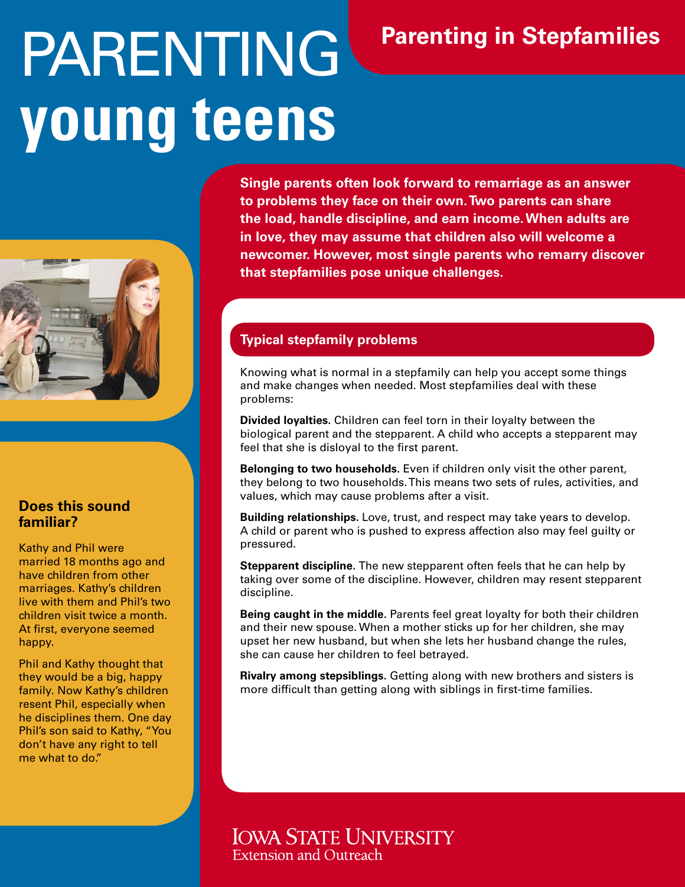# PARENTING young teens

## Parenting in Stepfamilies

**Single parents often look forward to remarriage as an answer to problems they face on their own. Two parents can share the load, handle discipline, and earn income. When adults are in love, they may assume that children also will welcome a newcomer. However, most single parents who remarry discover that stepfamilies pose unique challenges.**

### Does this sound familiar?

Kathy and Phil were married 18 months ago and have children from other marriages. Kathy's children live with them and Phil's two children visit twice a month. At first, everyone seemed happy.

Phil and Kathy thought that they would be a big, happy family. Now Kathy's children resent Phil, especially when he disciplines them. One day Phil's son said to Kathy, "You don't have any right to tell me what to do."

### Typical stepfamily problems

Knowing what is normal in a stepfamily can help you accept some things and make changes when needed. Most stepfamilies deal with these problems:

**Divided loyalties.** Children can feel torn in their loyalty between the biological parent and the stepparent. A child who accepts a stepparent may feel that she is disloyal to the first parent.

**Belonging to two households.** Even if children only visit the other parent, they belong to two households. This means two sets of rules, activities, and values, which may cause problems after a visit.

**Building relationships.** Love, trust, and respect may take years to develop. A child or parent who is pushed to express affection also may feel guilty or pressured.

**Stepparent discipline.** The new stepparent often feels that he can help by taking over some of the discipline. However, children may resent stepparent discipline.

**Being caught in the middle.** Parents feel great loyalty for both their children and their new spouse. When a mother sticks up for her children, she may upset her new husband, but when she lets her husband change the rules, she can cause her children to feel betrayed.

**Rivalry among stepsiblings.** Getting along with new brothers and sisters is more difficult than getting along with siblings in first-time families.

Iowa State University
Extension and Outreach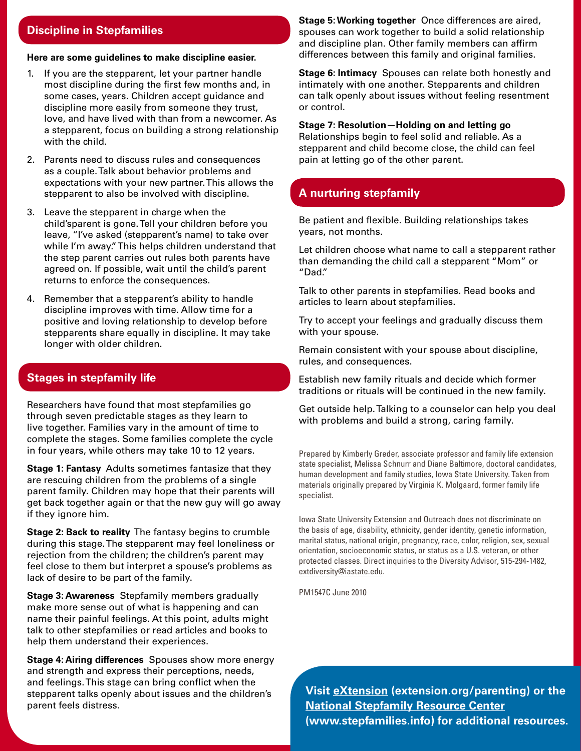## Discipline in Stepfamilies

**Here are some guidelines to make discipline easier.**

1. If you are the stepparent, let your partner handle most discipline during the first few months and, in some cases, years. Children accept guidance and discipline more easily from someone they trust, love, and have lived with than from a newcomer. As a stepparent, focus on building a strong relationship with the child.
2. Parents need to discuss rules and consequences as a couple. Talk about behavior problems and expectations with your new partner. This allows the stepparent to also be involved with discipline.
3. Leave the stepparent in charge when the child'sparent is gone. Tell your children before you leave, "I've asked (stepparent's name) to take over while I'm away." This helps children understand that the step parent carries out rules both parents have agreed on. If possible, wait until the child's parent returns to enforce the consequences.
4. Remember that a stepparent's ability to handle discipline improves with time. Allow time for a positive and loving relationship to develop before stepparents share equally in discipline. It may take longer with older children.

## Stages in stepfamily life

Researchers have found that most stepfamilies go through seven predictable stages as they learn to live together. Families vary in the amount of time to complete the stages. Some families complete the cycle in four years, while others may take 10 to 12 years.

**Stage 1: Fantasy** Adults sometimes fantasize that they are rescuing children from the problems of a single parent family. Children may hope that their parents will get back together again or that the new guy will go away if they ignore him.

**Stage 2: Back to reality** The fantasy begins to crumble during this stage. The stepparent may feel loneliness or rejection from the children; the children's parent may feel close to them but interpret a spouse's problems as lack of desire to be part of the family.

**Stage 3: Awareness** Stepfamily members gradually make more sense out of what is happening and can name their painful feelings. At this point, adults might talk to other stepfamilies or read articles and books to help them understand their experiences.

**Stage 4: Airing differences** Spouses show more energy and strength and express their perceptions, needs, and feelings. This stage can bring conflict when the stepparent talks openly about issues and the children's parent feels distress.

**Stage 5: Working together** Once differences are aired, spouses can work together to build a solid relationship and discipline plan. Other family members can affirm differences between this family and original families.

**Stage 6: Intimacy** Spouses can relate both honestly and intimately with one another. Stepparents and children can talk openly about issues without feeling resentment or control.

**Stage 7: Resolution—Holding on and letting go** Relationships begin to feel solid and reliable. As a stepparent and child become close, the child can feel pain at letting go of the other parent.

## A nurturing stepfamily

Be patient and flexible. Building relationships takes years, not months.

Let children choose what name to call a stepparent rather than demanding the child call a stepparent "Mom" or "Dad."

Talk to other parents in stepfamilies. Read books and articles to learn about stepfamilies.

Try to accept your feelings and gradually discuss them with your spouse.

Remain consistent with your spouse about discipline, rules, and consequences.

Establish new family rituals and decide which former traditions or rituals will be continued in the new family.

Get outside help. Talking to a counselor can help you deal with problems and build a strong, caring family.

Prepared by Kimberly Greder, associate professor and family life extension state specialist, Melissa Schnurr and Diane Baltimore, doctoral candidates, human development and family studies, Iowa State University. Taken from materials originally prepared by Virginia K. Molgaard, former family life specialist.

Iowa State University Extension and Outreach does not discriminate on the basis of age, disability, ethnicity, gender identity, genetic information, marital status, national origin, pregnancy, race, color, religion, sex, sexual orientation, socioeconomic status, or status as a U.S. veteran, or other protected classes. Direct inquiries to the Diversity Advisor, 515-294-1482, extdiversity@iastate.edu.

PM1547C June 2010

**Visit eXtension (extension.org/parenting) or the National Stepfamily Resource Center (www.stepfamilies.info) for additional resources.**